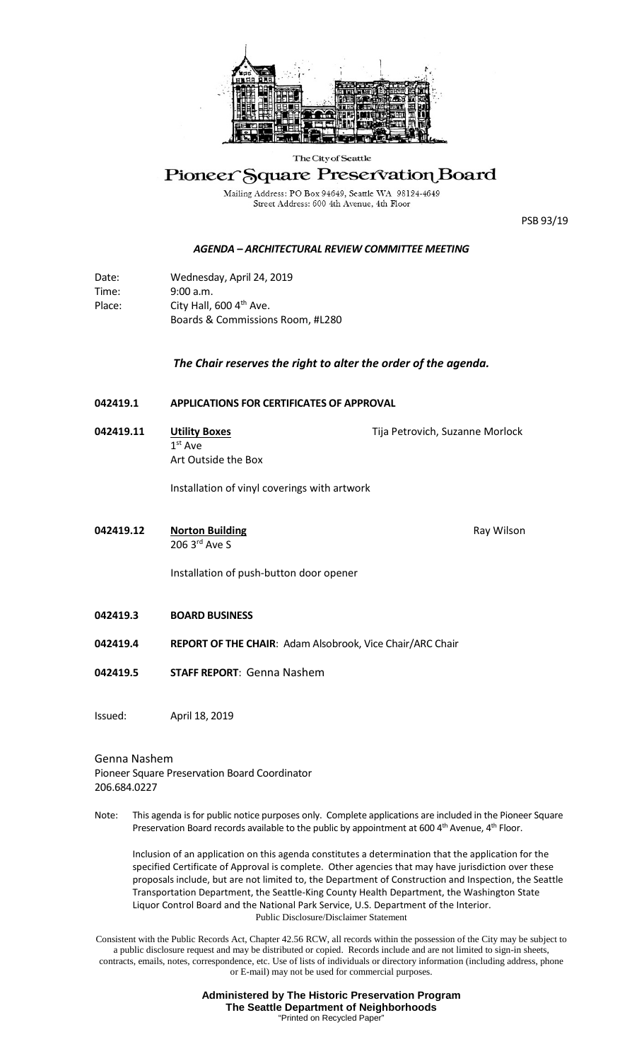The City of Seattle

# Pioneer Square Preservation Board

Mailing Address: PO Box 94649, Seattle WA 98124-4649
Street Address: 600 4th Avenue, 4th Floor

PSB 93/19

## *AGENDA – ARCHITECTURAL REVIEW COMMITTEE MEETING*

Date: Wednesday, April 24, 2019
Time: 9:00 a.m.
Place: City Hall, 600 4th Ave.
Boards & Commissions Room, #L280

***The Chair reserves the right to alter the order of the agenda.***

**042419.1 APPLICATIONS FOR CERTIFICATES OF APPROVAL**

**042419.11** **Utility Boxes** Tija Petrovich, Suzanne Morlock
1st Ave
Art Outside the Box

Installation of vinyl coverings with artwork

**042419.12** **Norton Building** Ray Wilson
206 3rd Ave S

Installation of push-button door opener

**042419.3 BOARD BUSINESS**

**042419.4 REPORT OF THE CHAIR**: Adam Alsobrook, Vice Chair/ARC Chair

**042419.5 STAFF REPORT**: Genna Nashem

Issued: April 18, 2019

Genna Nashem
Pioneer Square Preservation Board Coordinator
206.684.0227

Note: This agenda is for public notice purposes only. Complete applications are included in the Pioneer Square Preservation Board records available to the public by appointment at 600 4th Avenue, 4th Floor.

Inclusion of an application on this agenda constitutes a determination that the application for the specified Certificate of Approval is complete. Other agencies that may have jurisdiction over these proposals include, but are not limited to, the Department of Construction and Inspection, the Seattle Transportation Department, the Seattle-King County Health Department, the Washington State Liquor Control Board and the National Park Service, U.S. Department of the Interior.

Public Disclosure/Disclaimer Statement

Consistent with the Public Records Act, Chapter 42.56 RCW, all records within the possession of the City may be subject to a public disclosure request and may be distributed or copied. Records include and are not limited to sign-in sheets, contracts, emails, notes, correspondence, etc. Use of lists of individuals or directory information (including address, phone or E-mail) may not be used for commercial purposes.

**Administered by The Historic Preservation Program**
**The Seattle Department of Neighborhoods**
"Printed on Recycled Paper"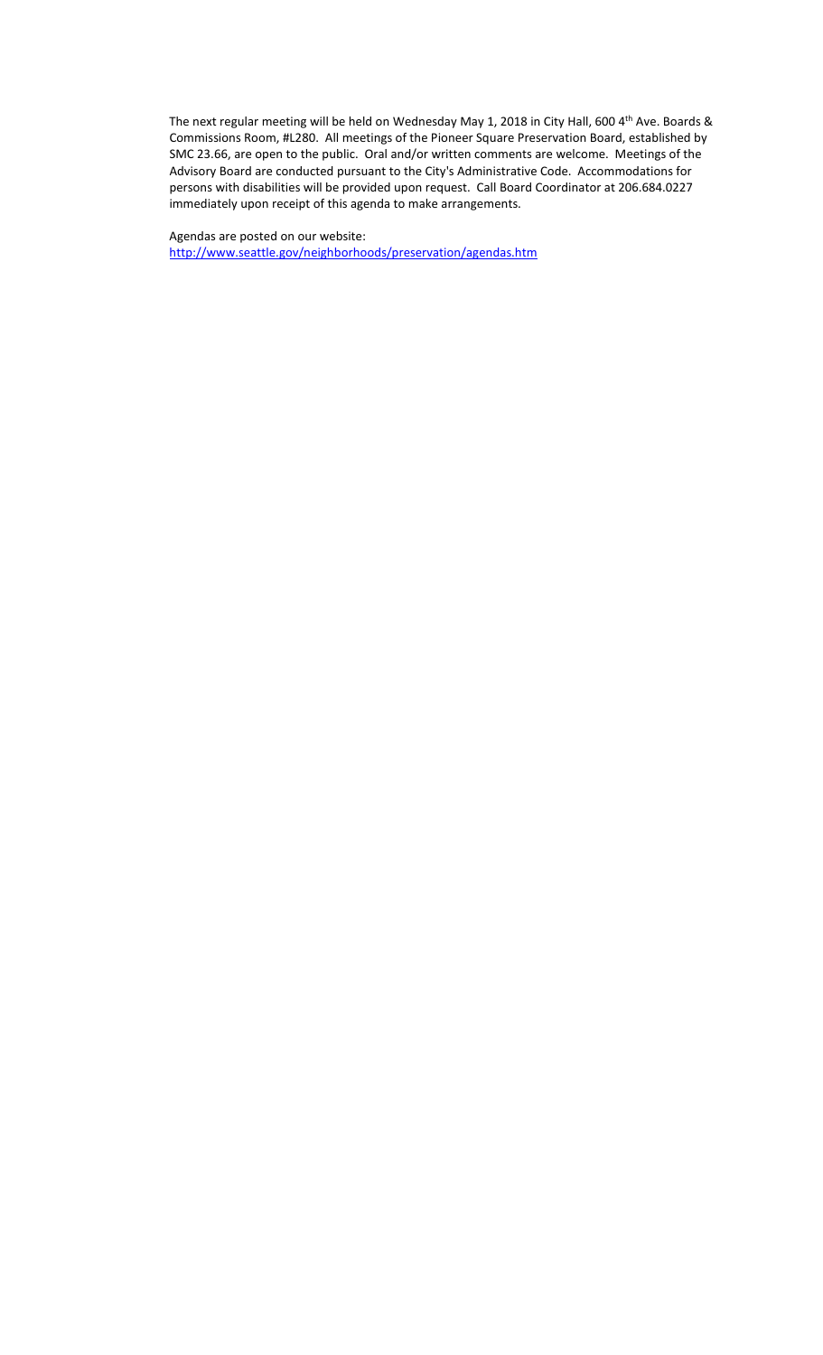The next regular meeting will be held on Wednesday May 1, 2018 in City Hall, 600 4th Ave. Boards & Commissions Room, #L280. All meetings of the Pioneer Square Preservation Board, established by SMC 23.66, are open to the public. Oral and/or written comments are welcome. Meetings of the Advisory Board are conducted pursuant to the City's Administrative Code. Accommodations for persons with disabilities will be provided upon request. Call Board Coordinator at 206.684.0227 immediately upon receipt of this agenda to make arrangements.

Agendas are posted on our website:
http://www.seattle.gov/neighborhoods/preservation/agendas.htm